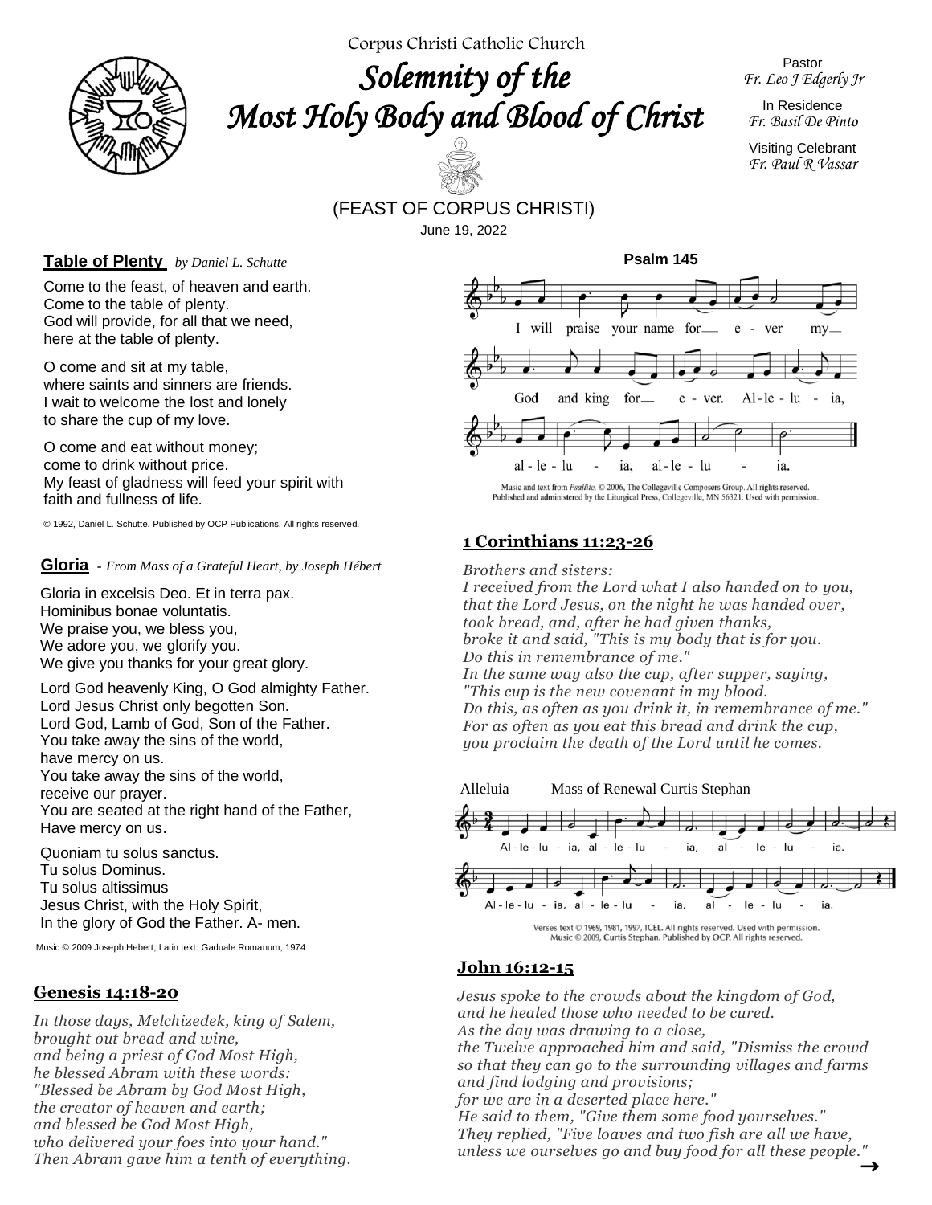Corpus Christi Catholic Church

# Solemnity of the Most Holy Body and Blood of Christ

Pastor
*Fr. Leo J Edgerly Jr*

In Residence
*Fr. Basil De Pinto*

Visiting Celebrant
*Fr. Paul R Vassar*

(FEAST OF CORPUS CHRISTI)

June 19, 2022

**Table of Plenty** *by Daniel L. Schutte*

Come to the feast, of heaven and earth.
Come to the table of plenty.
God will provide, for all that we need,
here at the table of plenty.

O come and sit at my table,
where saints and sinners are friends.
I wait to welcome the lost and lonely
to share the cup of my love.

O come and eat without money;
come to drink without price.
My feast of gladness will feed your spirit with
faith and fullness of life.

© 1992, Daniel L. Schutte. Published by OCP Publications. All rights reserved.

**Gloria** - *From Mass of a Grateful Heart, by Joseph Hébert*

Gloria in excelsis Deo. Et in terra pax.
Hominibus bonae voluntatis.
We praise you, we bless you,
We adore you, we glorify you.
We give you thanks for your great glory.

Lord God heavenly King, O God almighty Father.
Lord Jesus Christ only begotten Son.
Lord God, Lamb of God, Son of the Father.
You take away the sins of the world,
have mercy on us.
You take away the sins of the world,
receive our prayer.
You are seated at the right hand of the Father,
Have mercy on us.

Quoniam tu solus sanctus.
Tu solus Dominus.
Tu solus altissimus
Jesus Christ, with the Holy Spirit,
In the glory of God the Father. A- men.

Music © 2009 Joseph Hebert, Latin text: Gaduale Romanum, 1974

**Genesis 14:18-20**

*In those days, Melchizedek, king of Salem,
brought out bread and wine,
and being a priest of God Most High,
he blessed Abram with these words:
"Blessed be Abram by God Most High,
the creator of heaven and earth;
and blessed be God Most High,
who delivered your foes into your hand."
Then Abram gave him a tenth of everything.*

**Psalm 145**

I will praise your name for ever my God and king for ever. Alleluia, alleluia, alleluia.

Music and text from *Psallite*, © 2006, The Collegeville Composers Group. All rights reserved. Published and administered by the Liturgical Press, Collegeville, MN 56321. Used with permission.

**1 Corinthians 11:23-26**

*Brothers and sisters:
I received from the Lord what I also handed on to you,
that the Lord Jesus, on the night he was handed over,
took bread, and, after he had given thanks,
broke it and said, "This is my body that is for you.
Do this in remembrance of me."
In the same way also the cup, after supper, saying,
"This cup is the new covenant in my blood.
Do this, as often as you drink it, in remembrance of me."
For as often as you eat this bread and drink the cup,
you proclaim the death of the Lord until he comes.*

Alleluia Mass of Renewal Curtis Stephan

Alleluia, alleluia, alleluia. Alleluia, alleluia, alleluia.

Verses text © 1969, 1981, 1997, ICEL. All rights reserved. Used with permission. Music © 2009, Curtis Stephan. Published by OCP. All rights reserved.

**John 16:12-15**

*Jesus spoke to the crowds about the kingdom of God,
and he healed those who needed to be cured.
As the day was drawing to a close,
the Twelve approached him and said, "Dismiss the crowd
so that they can go to the surrounding villages and farms
and find lodging and provisions;
for we are in a deserted place here."
He said to them, "Give them some food yourselves."
They replied, "Five loaves and two fish are all we have,
unless we ourselves go and buy food for all these people."*

→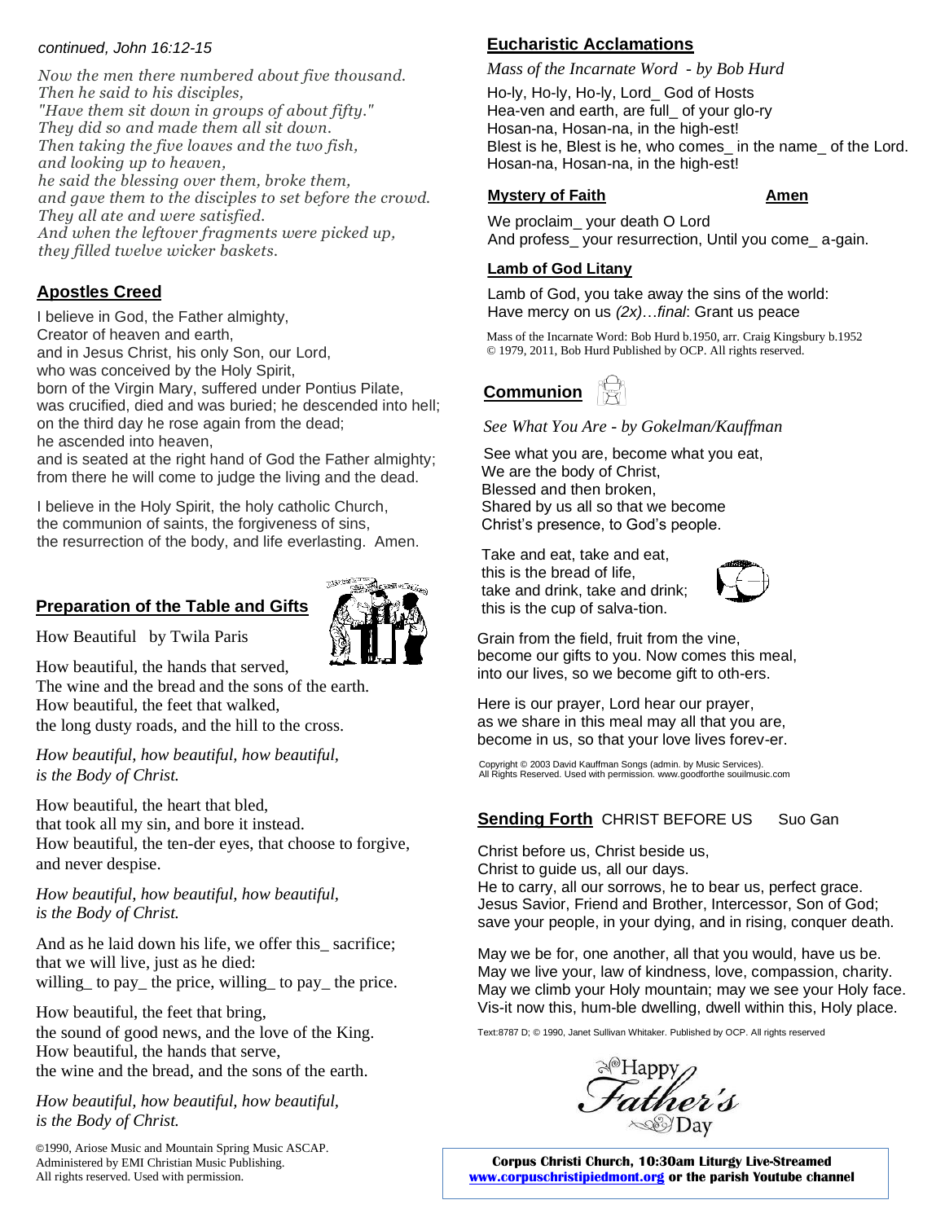*continued, John 16:12-15*

*Now the men there numbered about five thousand.*
*Then he said to his disciples,*
*"Have them sit down in groups of about fifty."*
*They did so and made them all sit down.*
*Then taking the five loaves and the two fish,*
*and looking up to heaven,*
*he said the blessing over them, broke them,*
*and gave them to the disciples to set before the crowd.*
*They all ate and were satisfied.*
*And when the leftover fragments were picked up,*
*they filled twelve wicker baskets.*

## Apostles Creed

I believe in God, the Father almighty,
Creator of heaven and earth,
and in Jesus Christ, his only Son, our Lord,
who was conceived by the Holy Spirit,
born of the Virgin Mary, suffered under Pontius Pilate,
was crucified, died and was buried; he descended into hell;
on the third day he rose again from the dead;
he ascended into heaven,
and is seated at the right hand of God the Father almighty;
from there he will come to judge the living and the dead.

I believe in the Holy Spirit, the holy catholic Church,
the communion of saints, the forgiveness of sins,
the resurrection of the body, and life everlasting. Amen.

## Preparation of the Table and Gifts

How Beautiful by Twila Paris

How beautiful, the hands that served,
The wine and the bread and the sons of the earth.
How beautiful, the feet that walked,
the long dusty roads, and the hill to the cross.

*How beautiful, how beautiful, how beautiful,*
*is the Body of Christ.*

How beautiful, the heart that bled,
that took all my sin, and bore it instead.
How beautiful, the ten-der eyes, that choose to forgive,
and never despise.

*How beautiful, how beautiful, how beautiful,*
*is the Body of Christ.*

And as he laid down his life, we offer this_ sacrifice;
that we will live, just as he died:
willing_ to pay_ the price, willing_ to pay_ the price.

How beautiful, the feet that bring,
the sound of good news, and the love of the King.
How beautiful, the hands that serve,
the wine and the bread, and the sons of the earth.

*How beautiful, how beautiful, how beautiful,*
*is the Body of Christ.*

©1990, Ariose Music and Mountain Spring Music ASCAP.
Administered by EMI Christian Music Publishing.
All rights reserved. Used with permission.

## Eucharistic Acclamations

*Mass of the Incarnate Word - by Bob Hurd*

Ho-ly, Ho-ly, Ho-ly, Lord_ God of Hosts
Hea-ven and earth, are full_ of your glo-ry
Hosan-na, Hosan-na, in the high-est!
Blest is he, Blest is he, who comes_ in the name_ of the Lord.
Hosan-na, Hosan-na, in the high-est!

### Mystery of Faith

We proclaim_ your death O Lord
And profess_ your resurrection, Until you come_ a-gain.

### Amen

### Lamb of God Litany

Lamb of God, you take away the sins of the world:
Have mercy on us *(2x)*…*final*: Grant us peace

Mass of the Incarnate Word: Bob Hurd b.1950, arr. Craig Kingsbury b.1952
© 1979, 2011, Bob Hurd Published by OCP. All rights reserved.

## Communion

*See What You Are - by Gokelman/Kauffman*

See what you are, become what you eat,
We are the body of Christ,
Blessed and then broken,
Shared by us all so that we become
Christ's presence, to God's people.

Take and eat, take and eat,
this is the bread of life,
take and drink, take and drink;
this is the cup of salva-tion.

Grain from the field, fruit from the vine,
become our gifts to you. Now comes this meal,
into our lives, so we become gift to oth-ers.

Here is our prayer, Lord hear our prayer,
as we share in this meal may all that you are,
become in us, so that your love lives forev-er.

Copyright © 2003 David Kauffman Songs (admin. by Music Services).
All Rights Reserved. Used with permission. www.goodforthe souilmusic.com

## Sending Forth CHRIST BEFORE US Suo Gan

Christ before us, Christ beside us,
Christ to guide us, all our days.
He to carry, all our sorrows, he to bear us, perfect grace.
Jesus Savior, Friend and Brother, Intercessor, Son of God;
save your people, in your dying, and in rising, conquer death.

May we be for, one another, all that you would, have us be.
May we live your, law of kindness, love, compassion, charity.
May we climb your Holy mountain; may we see your Holy face.
Vis-it now this, hum-ble dwelling, dwell within this, Holy place.

Text:8787 D; © 1990, Janet Sullivan Whitaker. Published by OCP. All rights reserved

Happy Father's Day

**Corpus Christi Church, 10:30am Liturgy Live-Streamed**
**www.corpuschristipiedmont.org or the parish Youtube channel**